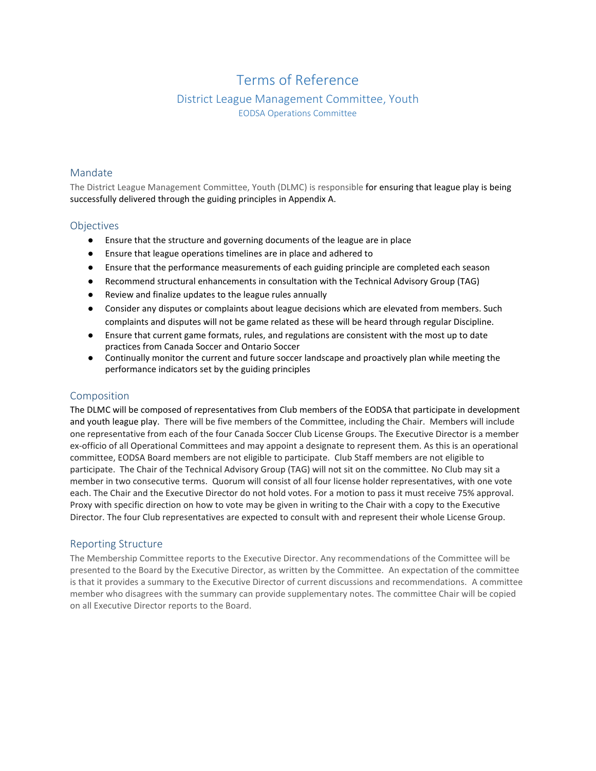# Terms of Reference

## District League Management Committee, Youth

### EODSA Operations Committee

## Mandate

The District League Management Committee, Youth (DLMC) is responsible for ensuring that league play is being successfully delivered through the guiding principles in Appendix A.

## Objectives

- Ensure that the structure and governing documents of the league are in place
- Ensure that league operations timelines are in place and adhered to
- Ensure that the performance measurements of each guiding principle are completed each season
- Recommend structural enhancements in consultation with the Technical Advisory Group (TAG)
- Review and finalize updates to the league rules annually
- Consider any disputes or complaints about league decisions which are elevated from members. Such complaints and disputes will not be game related as these will be heard through regular Discipline.
- Ensure that current game formats, rules, and regulations are consistent with the most up to date practices from Canada Soccer and Ontario Soccer
- Continually monitor the current and future soccer landscape and proactively plan while meeting the performance indicators set by the guiding principles

## Composition

The DLMC will be composed of representatives from Club members of the EODSA that participate in development and youth league play. There will be five members of the Committee, including the Chair. Members will include one representative from each of the four Canada Soccer Club License Groups. The Executive Director is a member ex-officio of all Operational Committees and may appoint a designate to represent them. As this is an operational committee, EODSA Board members are not eligible to participate. Club Staff members are not eligible to participate. The Chair of the Technical Advisory Group (TAG) will not sit on the committee. No Club may sit a member in two consecutive terms. Quorum will consist of all four license holder representatives, with one vote each. The Chair and the Executive Director do not hold votes. For a motion to pass it must receive 75% approval. Proxy with specific direction on how to vote may be given in writing to the Chair with a copy to the Executive Director. The four Club representatives are expected to consult with and represent their whole License Group.

## Reporting Structure

The Membership Committee reports to the Executive Director. Any recommendations of the Committee will be presented to the Board by the Executive Director, as written by the Committee. An expectation of the committee is that it provides a summary to the Executive Director of current discussions and recommendations. A committee member who disagrees with the summary can provide supplementary notes. The committee Chair will be copied on all Executive Director reports to the Board.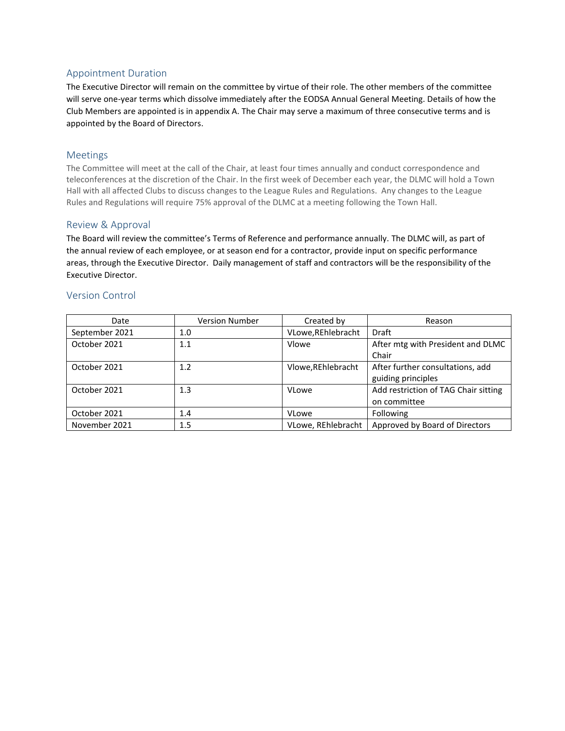## Appointment Duration

The Executive Director will remain on the committee by virtue of their role. The other members of the committee will serve one-year terms which dissolve immediately after the EODSA Annual General Meeting. Details of how the Club Members are appointed is in appendix A. The Chair may serve a maximum of three consecutive terms and is appointed by the Board of Directors.

## Meetings

The Committee will meet at the call of the Chair, at least four times annually and conduct correspondence and teleconferences at the discretion of the Chair. In the first week of December each year, the DLMC will hold a Town Hall with all affected Clubs to discuss changes to the League Rules and Regulations. Any changes to the League Rules and Regulations will require 75% approval of the DLMC at a meeting following the Town Hall.

## Review & Approval

The Board will review the committee's Terms of Reference and performance annually. The DLMC will, as part of the annual review of each employee, or at season end for a contractor, provide input on specific performance areas, through the Executive Director. Daily management of staff and contractors will be the responsibility of the Executive Director.

## Version Control

| Date | Version Number | Created by | Reason |
|---|---|---|---|
| September 2021 | 1.0 | VLowe,REhlebracht | Draft |
| October 2021 | 1.1 | Vlowe | After mtg with President and DLMC Chair |
| October 2021 | 1.2 | Vlowe,REhlebracht | After further consultations, add guiding principles |
| October 2021 | 1.3 | VLowe | Add restriction of TAG Chair sitting on committee |
| October 2021 | 1.4 | VLowe | Following |
| November 2021 | 1.5 | VLowe, REhlebracht | Approved by Board of Directors |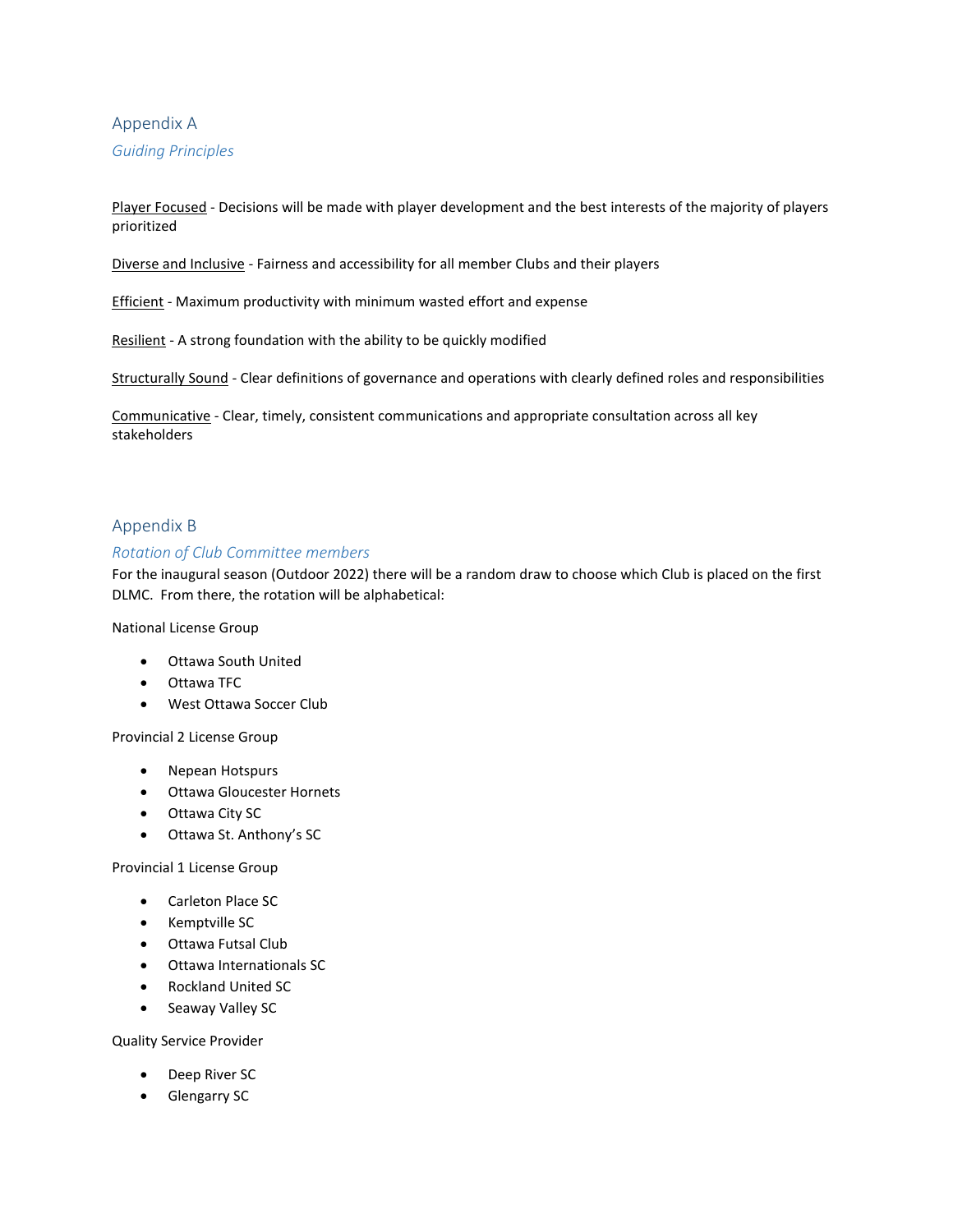## Appendix A

### *Guiding Principles*

<u>Player Focused</u> - Decisions will be made with player development and the best interests of the majority of players prioritized

<u>Diverse and Inclusive</u> - Fairness and accessibility for all member Clubs and their players

<u>Efficient</u> - Maximum productivity with minimum wasted effort and expense

<u>Resilient</u> - A strong foundation with the ability to be quickly modified

<u>Structurally Sound</u> - Clear definitions of governance and operations with clearly defined roles and responsibilities

<u>Communicative</u> - Clear, timely, consistent communications and appropriate consultation across all key stakeholders

## Appendix B

### *Rotation of Club Committee members*

For the inaugural season (Outdoor 2022) there will be a random draw to choose which Club is placed on the first DLMC. From there, the rotation will be alphabetical:

National License Group

- Ottawa South United
- Ottawa TFC
- West Ottawa Soccer Club

Provincial 2 License Group

- Nepean Hotspurs
- Ottawa Gloucester Hornets
- Ottawa City SC
- Ottawa St. Anthony's SC

Provincial 1 License Group

- Carleton Place SC
- Kemptville SC
- Ottawa Futsal Club
- Ottawa Internationals SC
- Rockland United SC
- Seaway Valley SC

Quality Service Provider

- Deep River SC
- Glengarry SC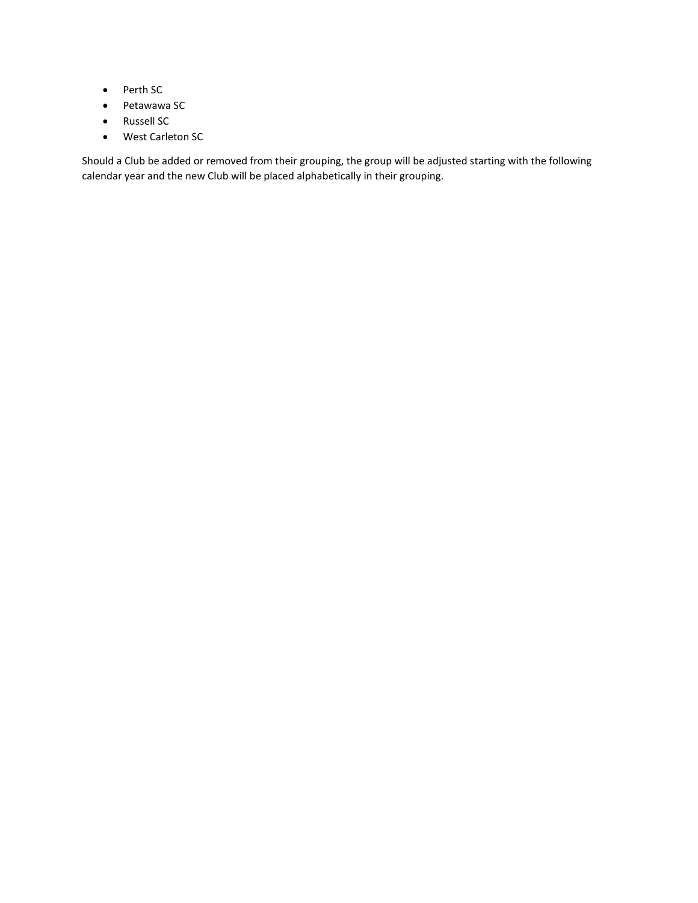- Perth SC
- Petawawa SC
- Russell SC
- West Carleton SC

Should a Club be added or removed from their grouping, the group will be adjusted starting with the following calendar year and the new Club will be placed alphabetically in their grouping.